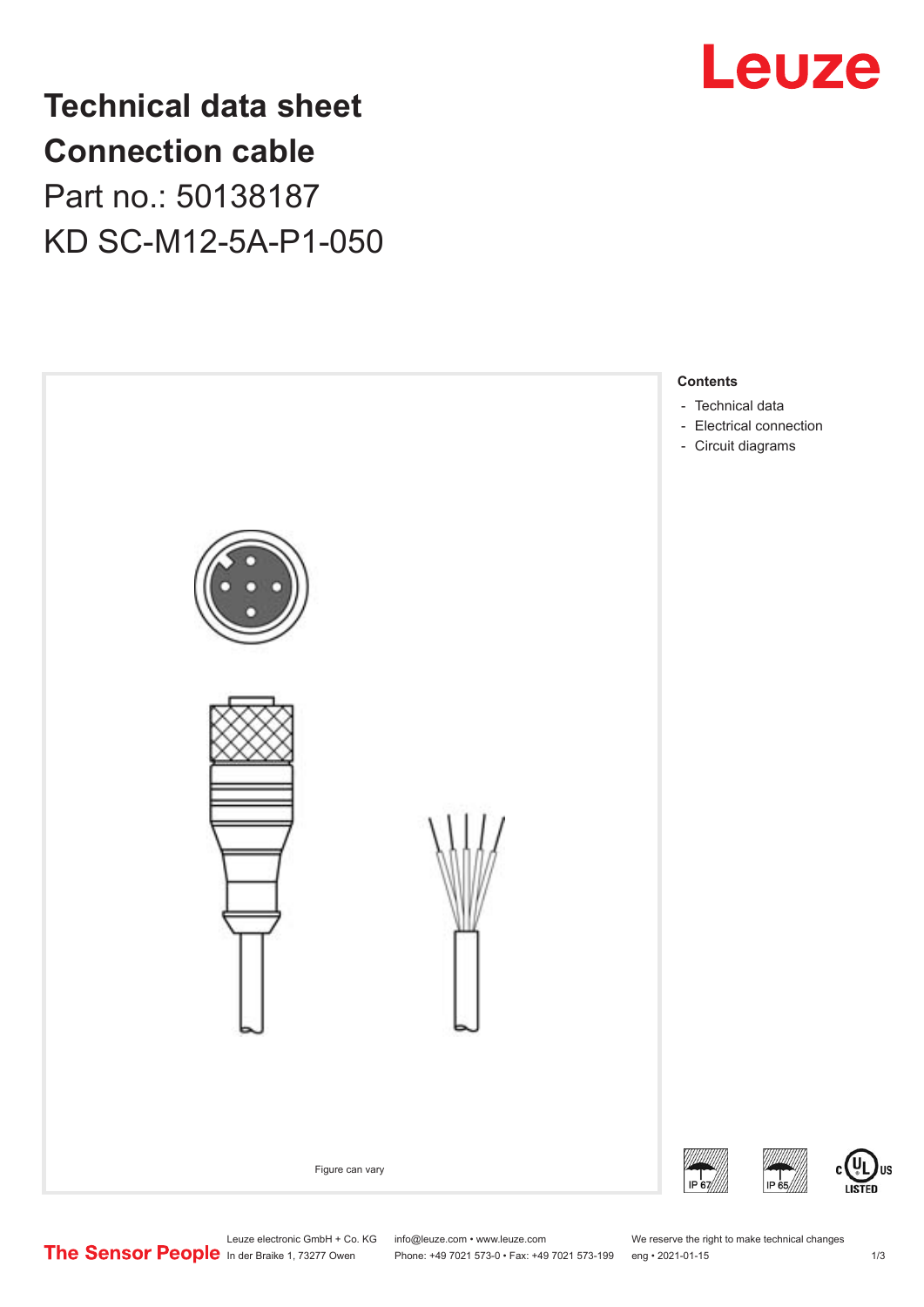# Technical data sheet
# Connection cable
## Part no.: 50138187
## KD SC-M12-5A-P1-050

Figure can vary

**Contents**

- Technical data
- Electrical connection
- Circuit diagrams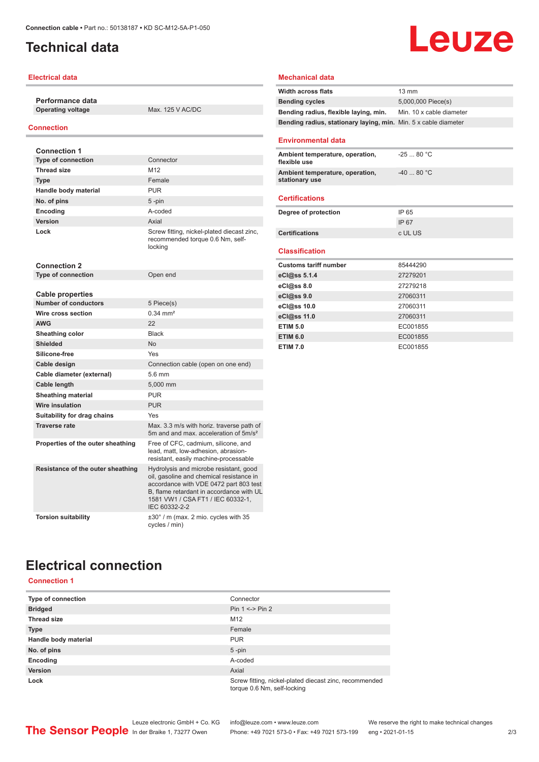# Technical data

## Electrical data

### Performance data

| | |
|---|---|
| **Operating voltage** | Max. 125 V AC/DC |

## Connection

### Connection 1

| | |
|---|---|
| **Type of connection** | Connector |
| **Thread size** | M12 |
| **Type** | Female |
| **Handle body material** | PUR |
| **No. of pins** | 5 -pin |
| **Encoding** | A-coded |
| **Version** | Axial |
| **Lock** | Screw fitting, nickel-plated diecast zinc, recommended torque 0.6 Nm, self-locking |

### Connection 2

| | |
|---|---|
| **Type of connection** | Open end |

### Cable properties

| | |
|---|---|
| **Number of conductors** | 5 Piece(s) |
| **Wire cross section** | 0.34 mm² |
| **AWG** | 22 |
| **Sheathing color** | Black |
| **Shielded** | No |
| **Silicone-free** | Yes |
| **Cable design** | Connection cable (open on one end) |
| **Cable diameter (external)** | 5.6 mm |
| **Cable length** | 5,000 mm |
| **Sheathing material** | PUR |
| **Wire insulation** | PUR |
| **Suitability for drag chains** | Yes |
| **Traverse rate** | Max. 3.3 m/s with horiz. traverse path of 5m and and max. acceleration of 5m/s² |
| **Properties of the outer sheathing** | Free of CFC, cadmium, silicone, and lead, matt, low-adhesion, abrasion-resistant, easily machine-processable |
| **Resistance of the outer sheathing** | Hydrolysis and microbe resistant, good oil, gasoline and chemical resistance in accordance with VDE 0472 part 803 test B, flame retardant in accordance with UL 1581 VW1 / CSA FT1 / IEC 60332-1, IEC 60332-2-2 |
| **Torsion suitability** | ±30° / m (max. 2 mio. cycles with 35 cycles / min) |

## Mechanical data

| | |
|---|---|
| **Width across flats** | 13 mm |
| **Bending cycles** | 5,000,000 Piece(s) |
| **Bending radius, flexible laying, min.** | Min. 10 x cable diameter |
| **Bending radius, stationary laying, min.** | Min. 5 x cable diameter |

## Environmental data

| | |
|---|---|
| **Ambient temperature, operation, flexible use** | -25 ... 80 °C |
| **Ambient temperature, operation, stationary use** | -40 ... 80 °C |

## Certifications

| | |
|---|---|
| **Degree of protection** | IP 65 |
| | IP 67 |
| **Certifications** | c UL US |

## Classification

| | |
|---|---|
| **Customs tariff number** | 85444290 |
| **eCl@ss 5.1.4** | 27279201 |
| **eCl@ss 8.0** | 27279218 |
| **eCl@ss 9.0** | 27060311 |
| **eCl@ss 10.0** | 27060311 |
| **eCl@ss 11.0** | 27060311 |
| **ETIM 5.0** | EC001855 |
| **ETIM 6.0** | EC001855 |
| **ETIM 7.0** | EC001855 |

# Electrical connection

## Connection 1

| | |
|---|---|
| **Type of connection** | Connector |
| **Bridged** | Pin 1 <-> Pin 2 |
| **Thread size** | M12 |
| **Type** | Female |
| **Handle body material** | PUR |
| **No. of pins** | 5 -pin |
| **Encoding** | A-coded |
| **Version** | Axial |
| **Lock** | Screw fitting, nickel-plated diecast zinc, recommended torque 0.6 Nm, self-locking |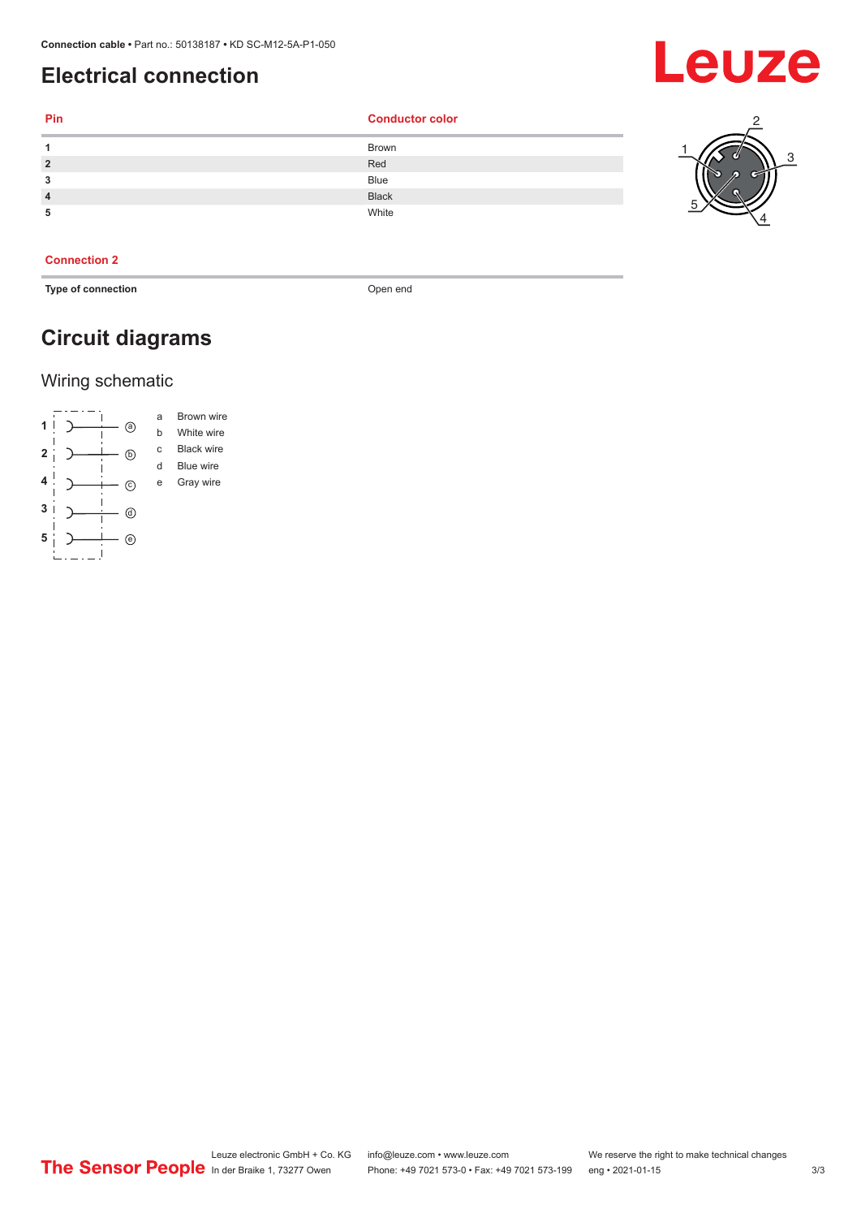## Electrical connection

| Pin | Conductor color |
|---|---|
| 1 | Brown |
| 2 | Red |
| 3 | Blue |
| 4 | Black |
| 5 | White |

1
2
3
4
5

#### Connection 2

| | |
|---|---|
| **Type of connection** | Open end |

## Circuit diagrams

### Wiring schematic

1
2
4
3
5

a
b
c
d
e

| | |
|---|---|
| a | Brown wire |
| b | White wire |
| c | Black wire |
| d | Blue wire |
| e | Gray wire |